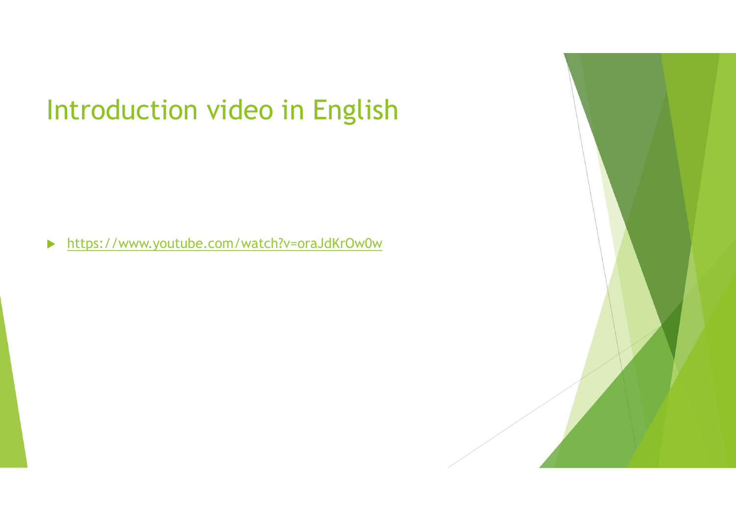# Introduction video in English

- https://www.youtube.com/watch?v=oraJdKrOw0w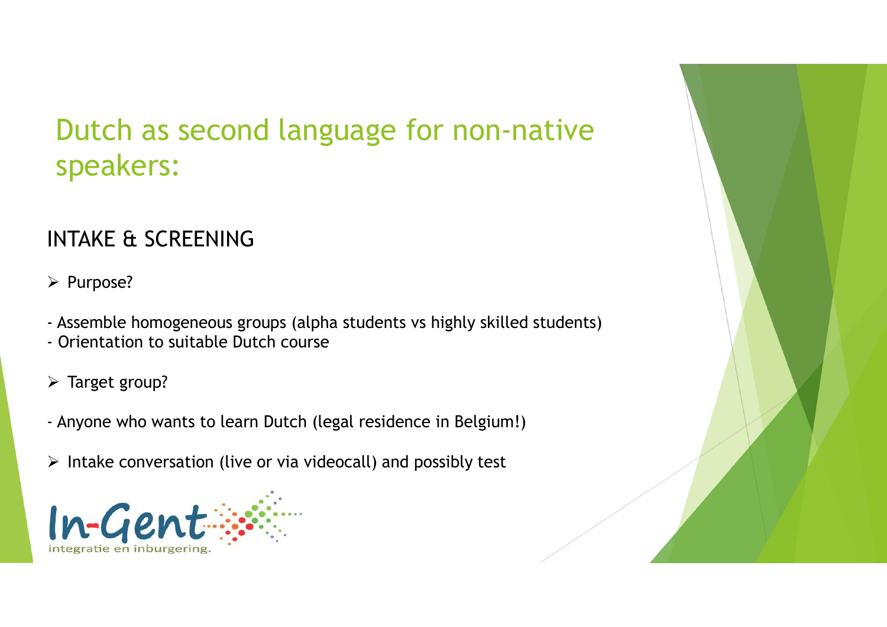# Dutch as second language for non-native speakers:

## INTAKE & SCREENING

- Purpose?

- Assemble homogeneous groups (alpha students vs highly skilled students)
- Orientation to suitable Dutch course

- Target group?

- Anyone who wants to learn Dutch (legal residence in Belgium!)

- Intake conversation (live or via videocall) and possibly test

In-Gent
integratie en inburgering.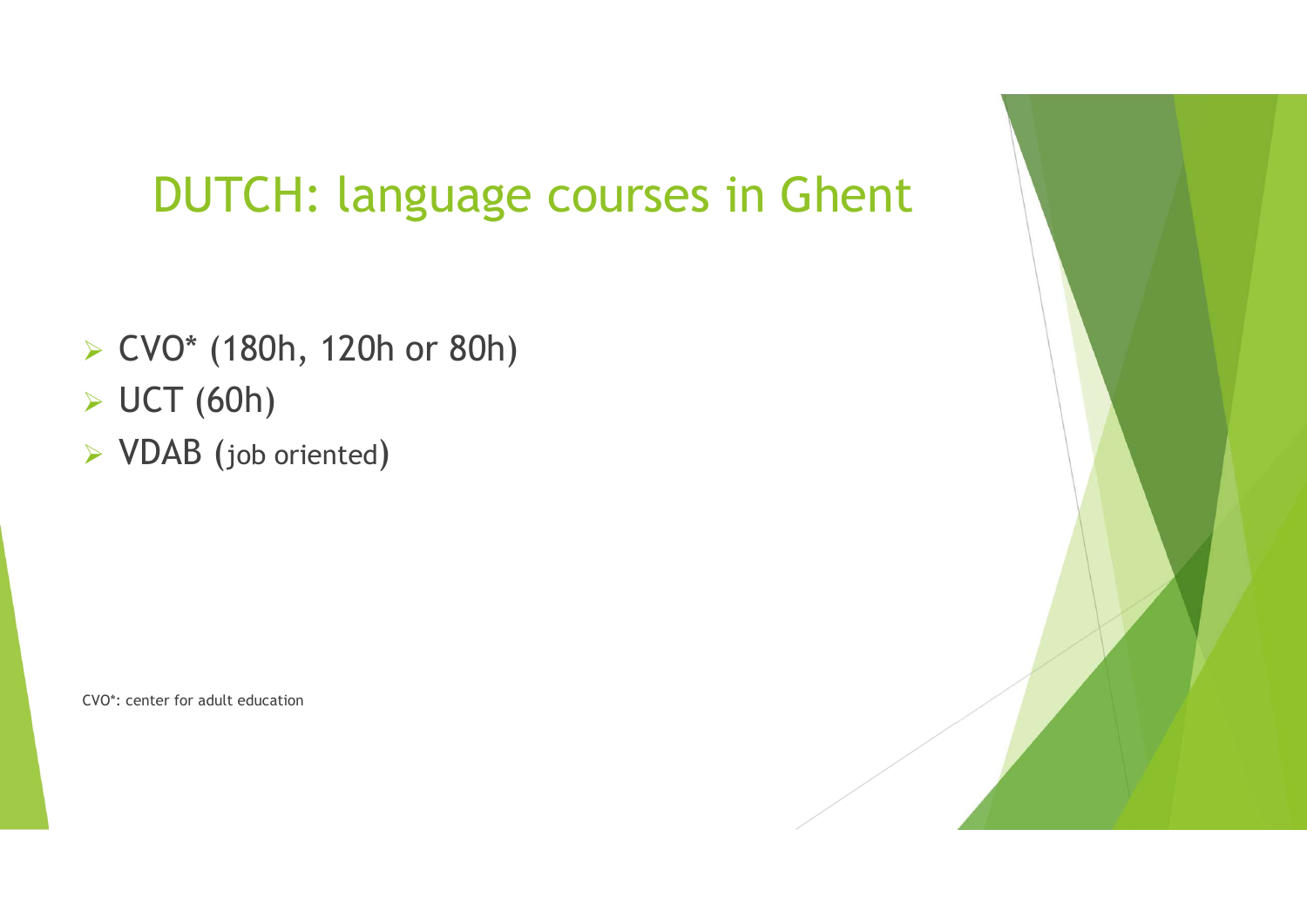# DUTCH: language courses in Ghent

- CVO* (180h, 120h or 80h)
- UCT (60h)
- VDAB (job oriented)

CVO*: center for adult education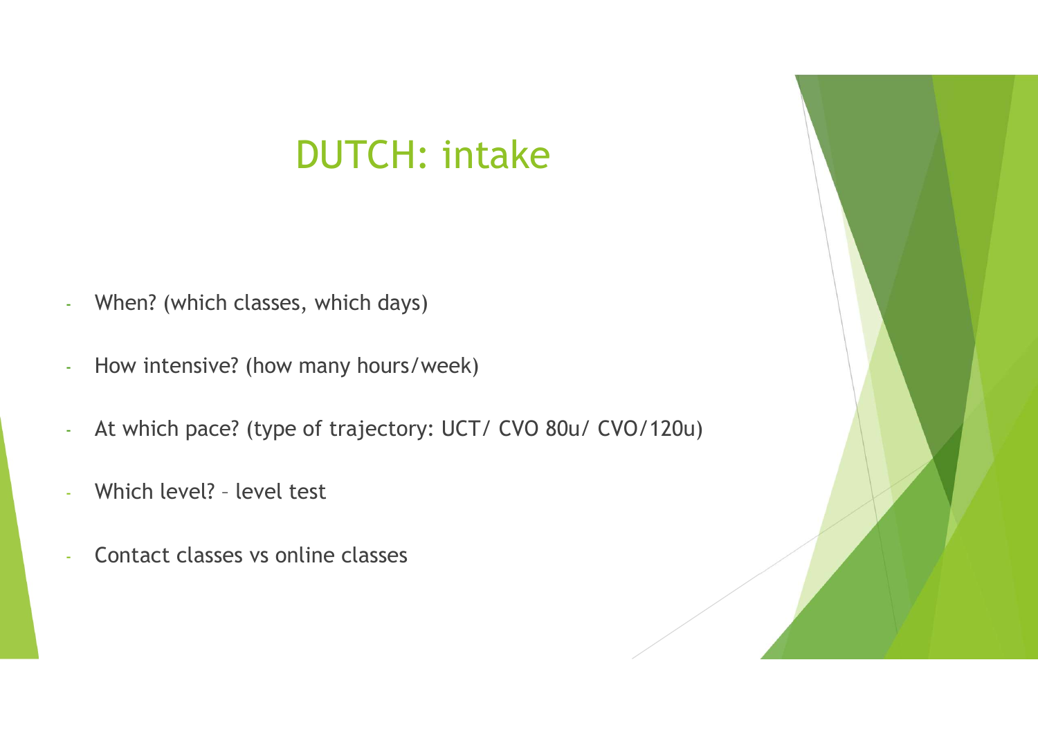# DUTCH: intake

- When? (which classes, which days)
- How intensive? (how many hours/week)
- At which pace? (type of trajectory: UCT/ CVO 80u/ CVO/120u)
- Which level? – level test
- Contact classes vs online classes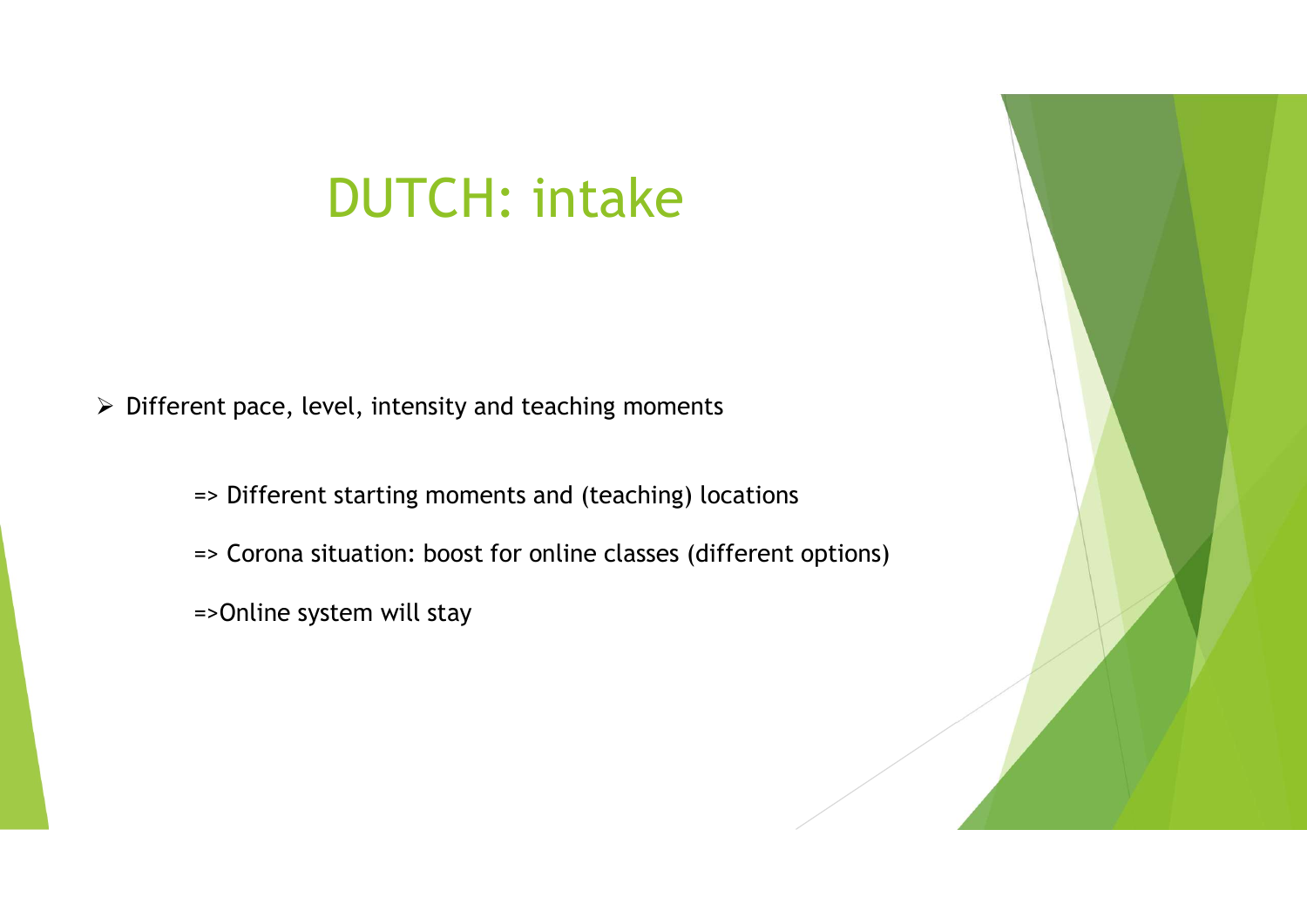# DUTCH: intake

- Different pace, level, intensity and teaching moments

  => Different starting moments and (teaching) locations

  => Corona situation: boost for online classes (different options)

  =>Online system will stay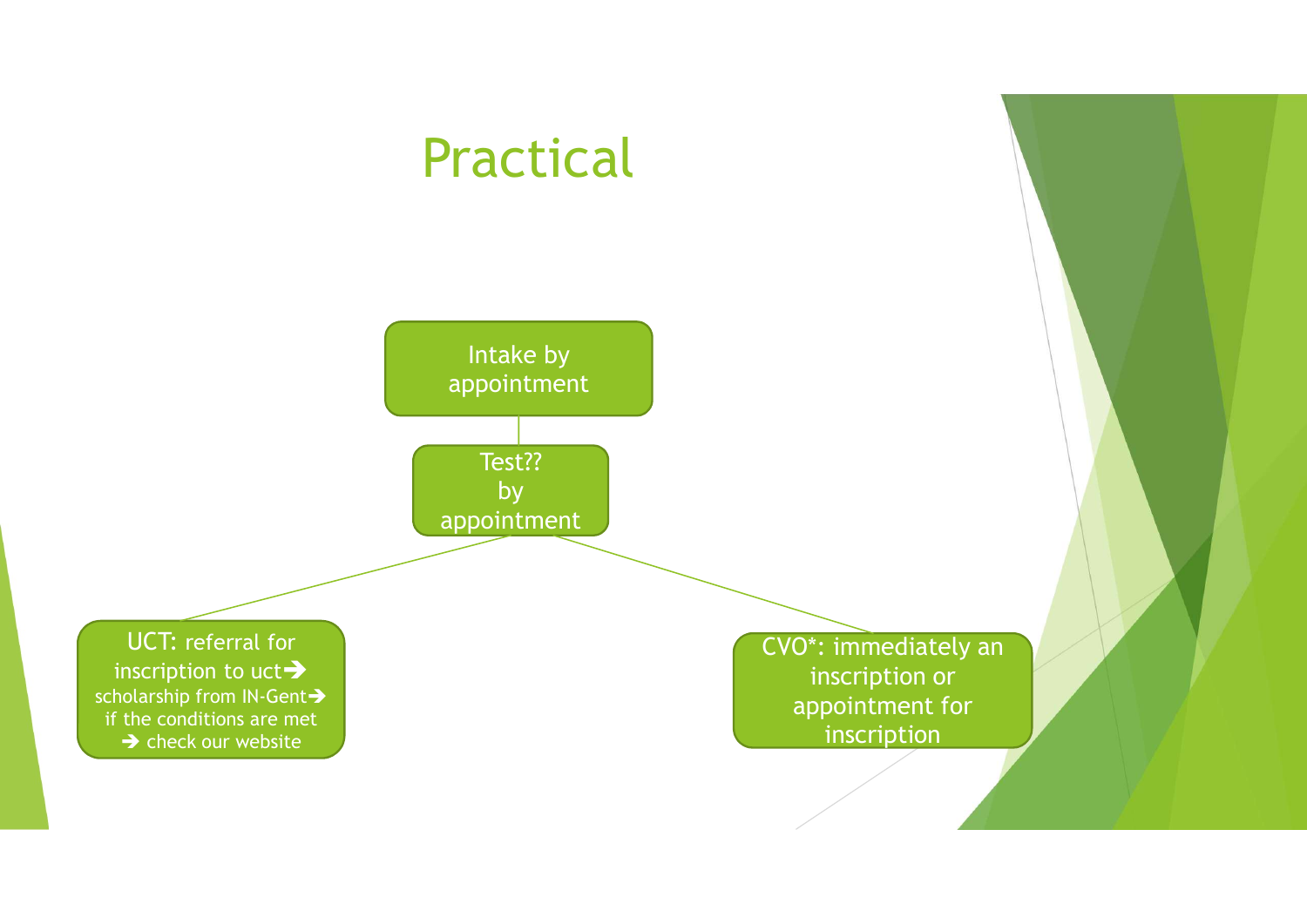# Practical

- Intake by appointment
  - Test?? by appointment
    - UCT: referral for inscription to uct ➔ scholarship from IN-Gent ➔ if the conditions are met ➔ check our website
    - CVO*: immediately an inscription or appointment for inscription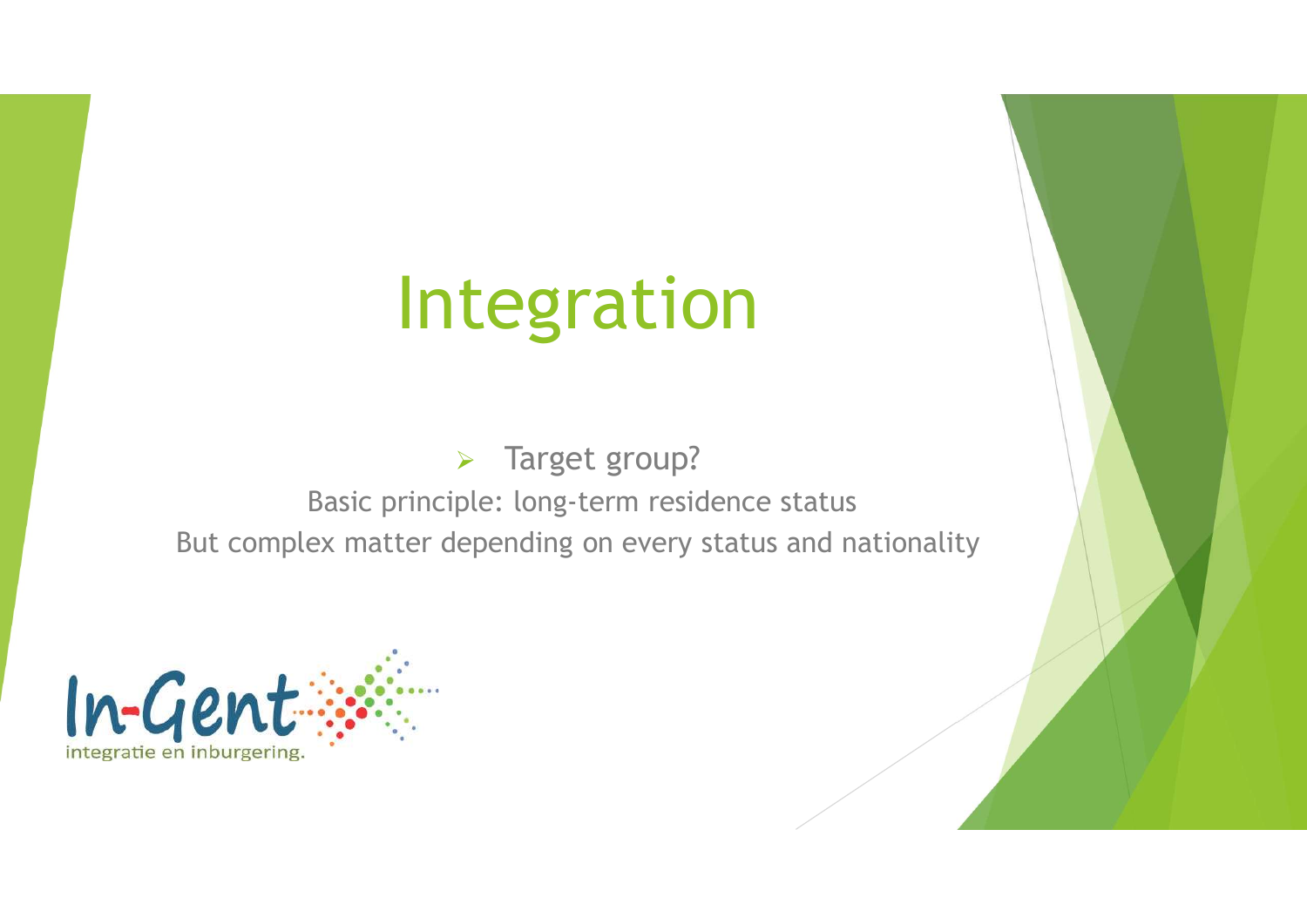# Integration

- Target group?

Basic principle: long-term residence status

But complex matter depending on every status and nationality

In-Gent

integratie en inburgering.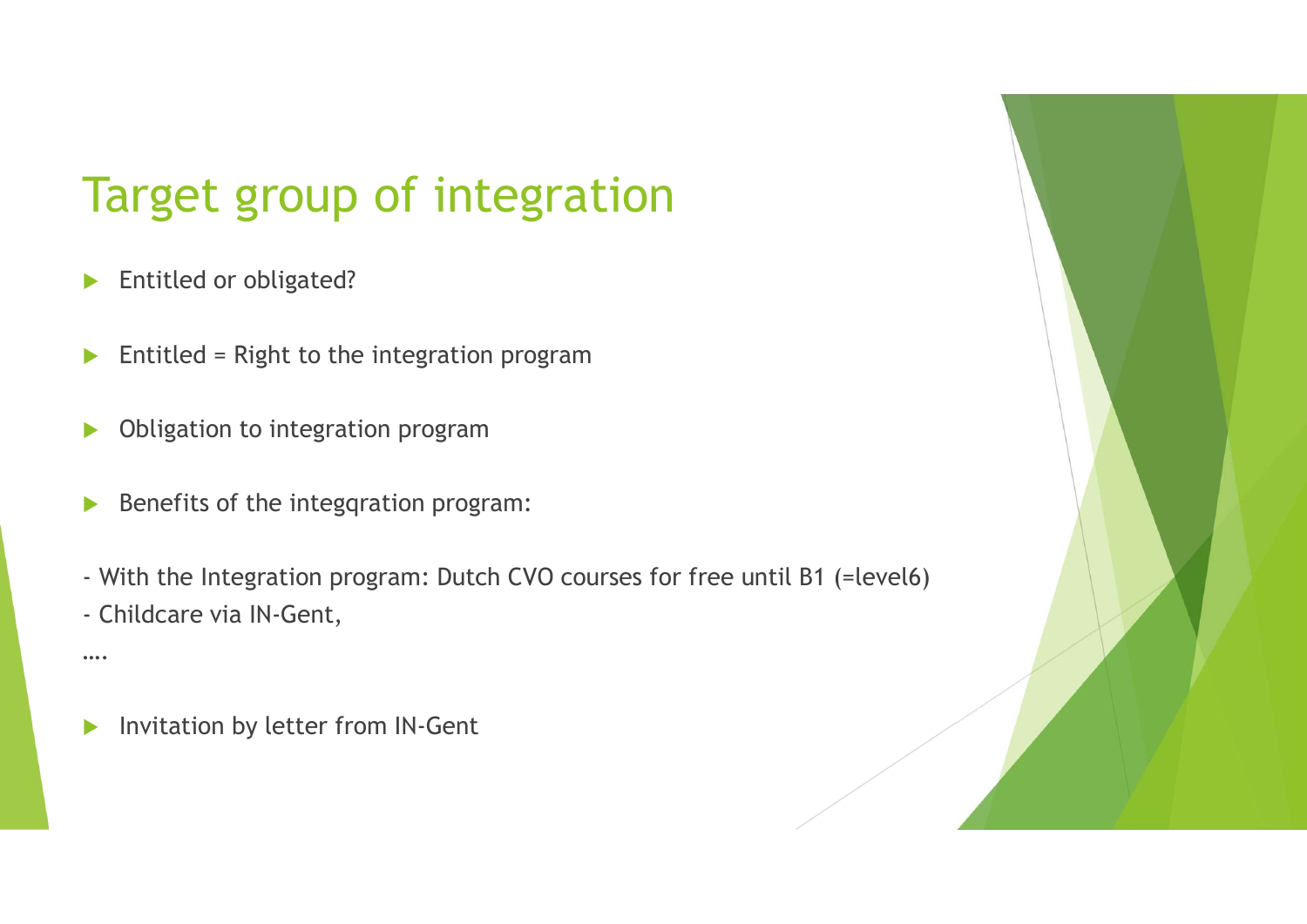# Target group of integration

- Entitled or obligated?
- Entitled = Right to the integration program
- Obligation to integration program
- Benefits of the integqration program:

- With the Integration program: Dutch CVO courses for free until B1 (=level6)
- Childcare via IN-Gent,

….

- Invitation by letter from IN-Gent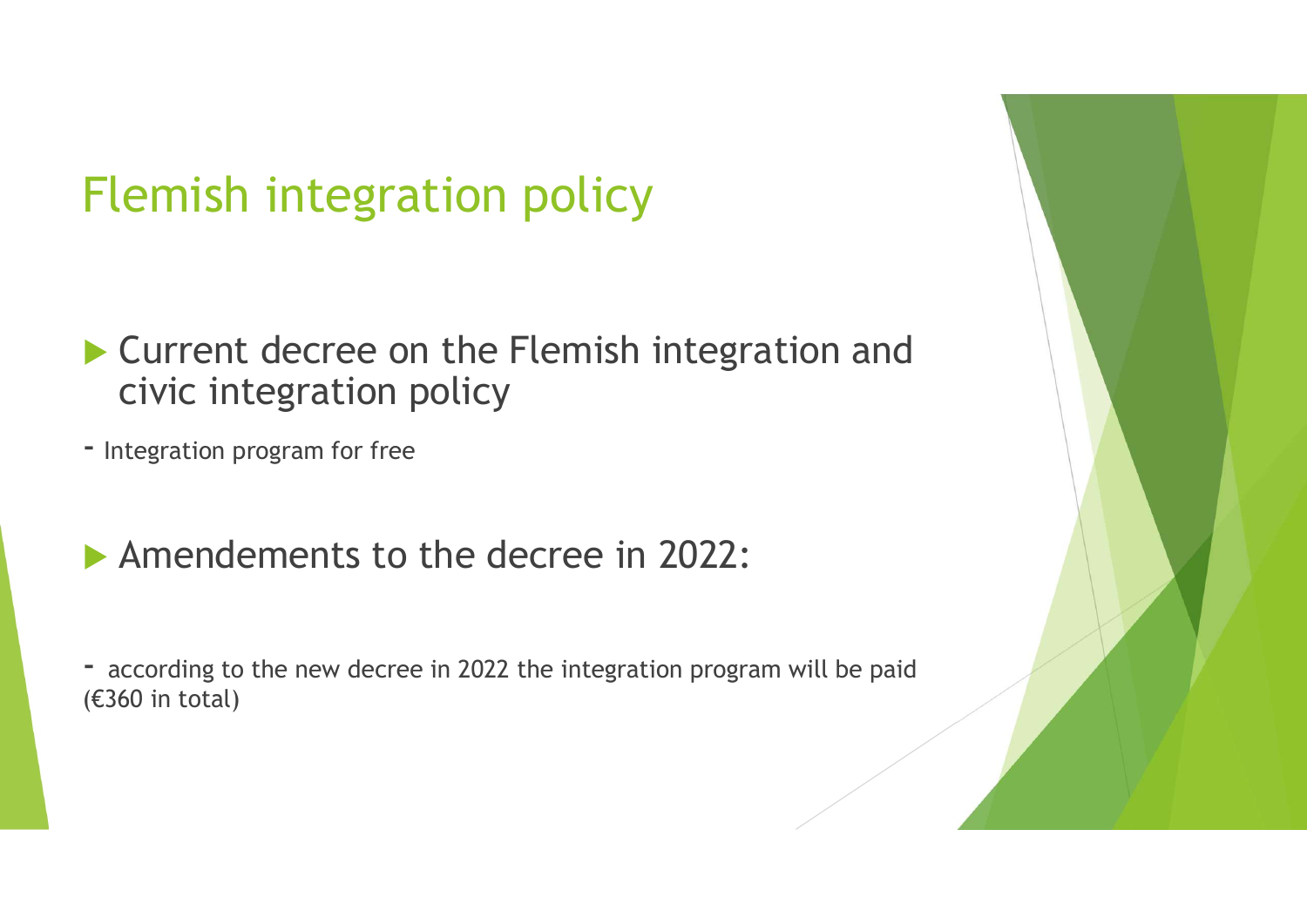# Flemish integration policy

- Current decree on the Flemish integration and civic integration policy

- Integration program for free

- Amendements to the decree in 2022:

- according to the new decree in 2022 the integration program will be paid (€360 in total)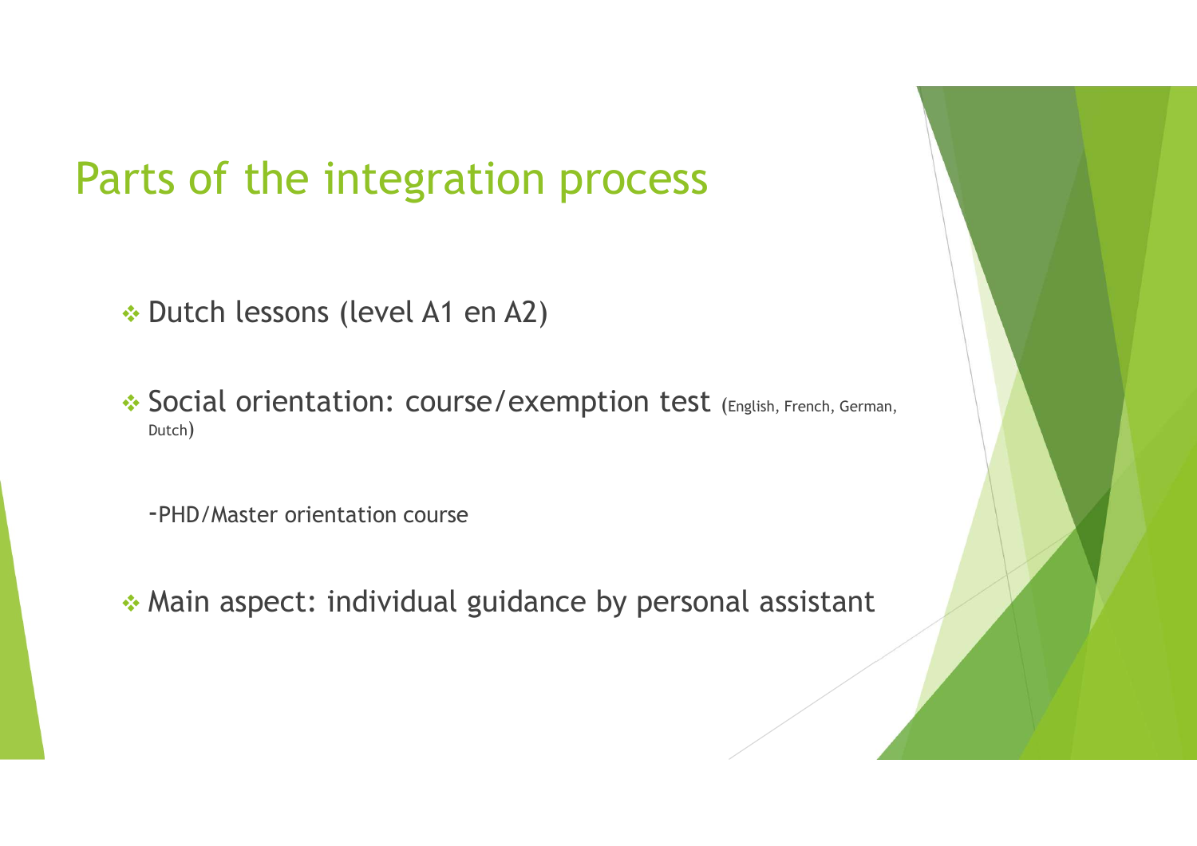# Parts of the integration process

- Dutch lessons (level A1 en A2)

- Social orientation: course/exemption test (English, French, German, Dutch)

  -PHD/Master orientation course

- Main aspect: individual guidance by personal assistant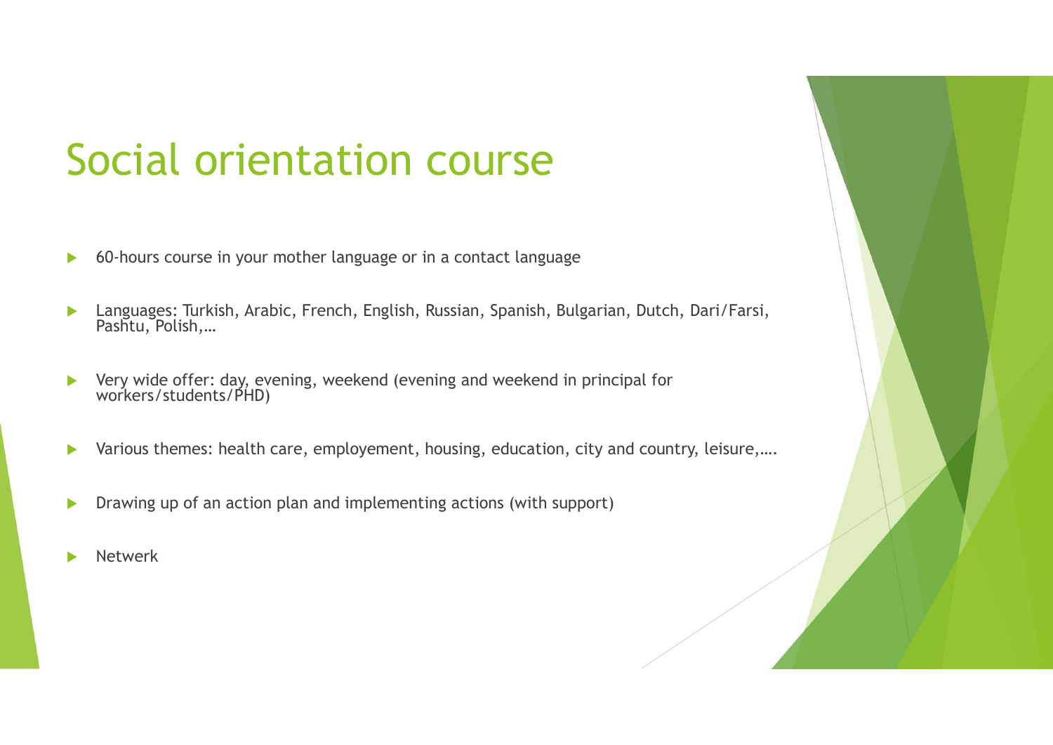# Social orientation course

- 60-hours course in your mother language or in a contact language
- Languages: Turkish, Arabic, French, English, Russian, Spanish, Bulgarian, Dutch, Dari/Farsi, Pashtu, Polish,…
- Very wide offer: day, evening, weekend (evening and weekend in principal for workers/students/PHD)
- Various themes: health care, employement, housing, education, city and country, leisure,….
- Drawing up of an action plan and implementing actions (with support)
- Netwerk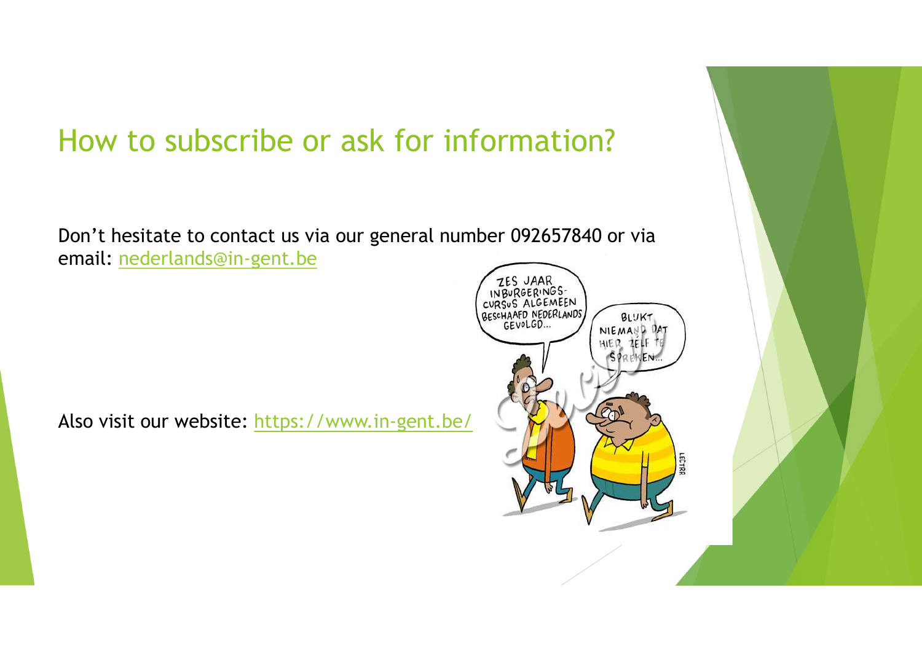# How to subscribe or ask for information?

Don’t hesitate to contact us via our general number 092657840 or via email: nederlands@in-gent.be

Also visit our website: https://www.in-gent.be/